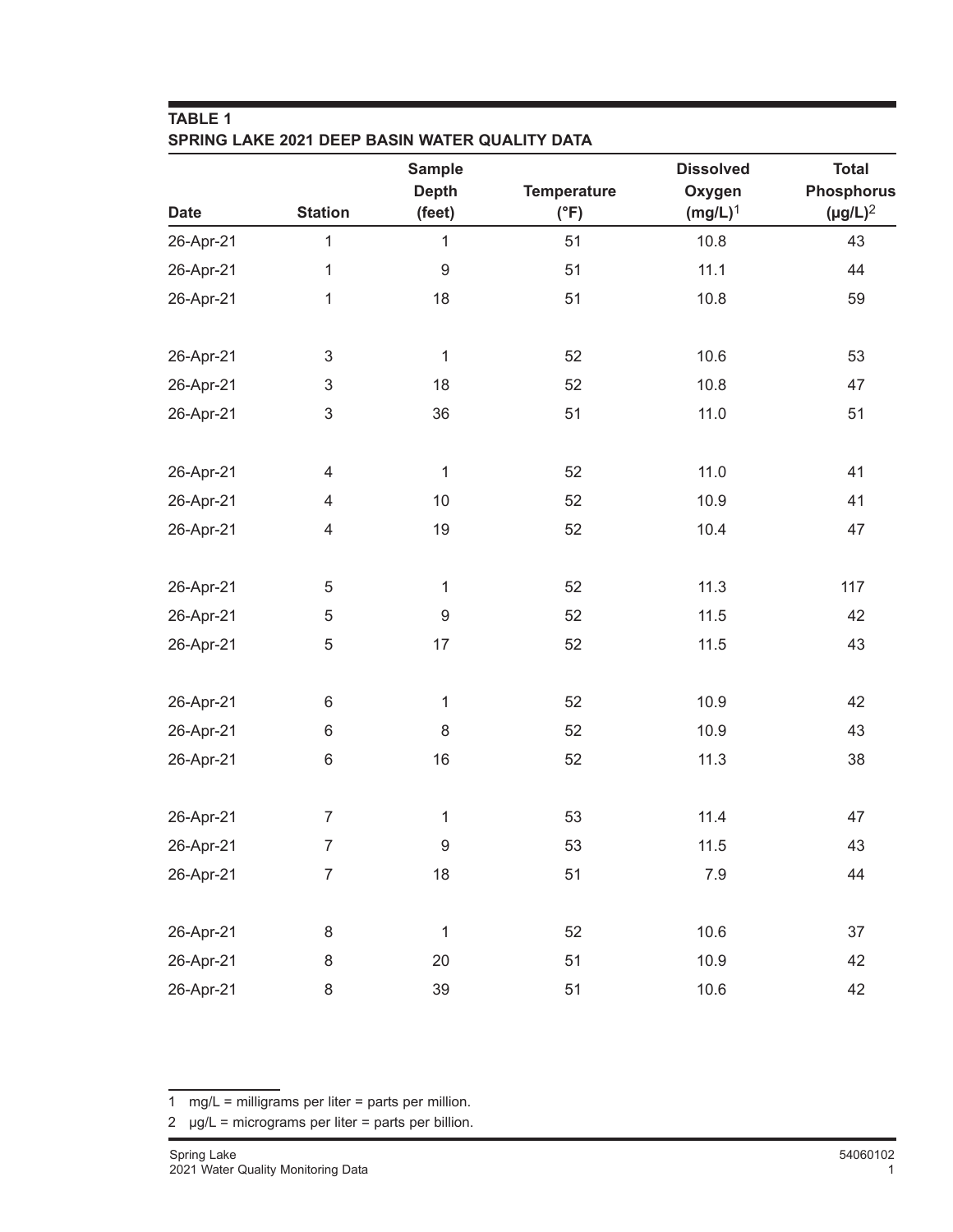**TABLE 1**
**SPRING LAKE 2021 DEEP BASIN WATER QUALITY DATA**

| Date | Station | Sample Depth (feet) | Temperature (°F) | Dissolved Oxygen (mg/L)[1] | Total Phosphorus (μg/L)[2] |
|---|---|---|---|---|---|
| 26-Apr-21 | 1 | 1 | 51 | 10.8 | 43 |
| 26-Apr-21 | 1 | 9 | 51 | 11.1 | 44 |
| 26-Apr-21 | 1 | 18 | 51 | 10.8 | 59 |
| | | | | | |
| 26-Apr-21 | 3 | 1 | 52 | 10.6 | 53 |
| 26-Apr-21 | 3 | 18 | 52 | 10.8 | 47 |
| 26-Apr-21 | 3 | 36 | 51 | 11.0 | 51 |
| | | | | | |
| 26-Apr-21 | 4 | 1 | 52 | 11.0 | 41 |
| 26-Apr-21 | 4 | 10 | 52 | 10.9 | 41 |
| 26-Apr-21 | 4 | 19 | 52 | 10.4 | 47 |
| | | | | | |
| 26-Apr-21 | 5 | 1 | 52 | 11.3 | 117 |
| 26-Apr-21 | 5 | 9 | 52 | 11.5 | 42 |
| 26-Apr-21 | 5 | 17 | 52 | 11.5 | 43 |
| | | | | | |
| 26-Apr-21 | 6 | 1 | 52 | 10.9 | 42 |
| 26-Apr-21 | 6 | 8 | 52 | 10.9 | 43 |
| 26-Apr-21 | 6 | 16 | 52 | 11.3 | 38 |
| | | | | | |
| 26-Apr-21 | 7 | 1 | 53 | 11.4 | 47 |
| 26-Apr-21 | 7 | 9 | 53 | 11.5 | 43 |
| 26-Apr-21 | 7 | 18 | 51 | 7.9 | 44 |
| | | | | | |
| 26-Apr-21 | 8 | 1 | 52 | 10.6 | 37 |
| 26-Apr-21 | 8 | 20 | 51 | 10.9 | 42 |
| 26-Apr-21 | 8 | 39 | 51 | 10.6 | 42 |

1 mg/L = milligrams per liter = parts per million.

2 μg/L = micrograms per liter = parts per billion.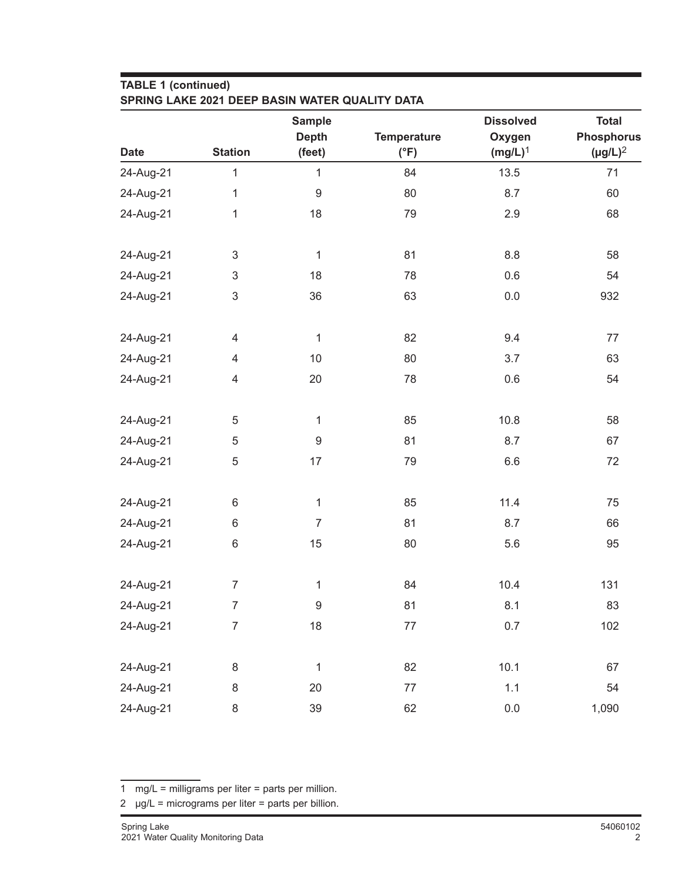**TABLE 1 (continued)**
**SPRING LAKE 2021 DEEP BASIN WATER QUALITY DATA**

| Date | Station | Sample Depth (feet) | Temperature (°F) | Dissolved Oxygen (mg/L)[1] | Total Phosphorus (µg/L)[2] |
|---|---|---|---|---|---|
| 24-Aug-21 | 1 | 1 | 84 | 13.5 | 71 |
| 24-Aug-21 | 1 | 9 | 80 | 8.7 | 60 |
| 24-Aug-21 | 1 | 18 | 79 | 2.9 | 68 |
| 24-Aug-21 | 3 | 1 | 81 | 8.8 | 58 |
| 24-Aug-21 | 3 | 18 | 78 | 0.6 | 54 |
| 24-Aug-21 | 3 | 36 | 63 | 0.0 | 932 |
| 24-Aug-21 | 4 | 1 | 82 | 9.4 | 77 |
| 24-Aug-21 | 4 | 10 | 80 | 3.7 | 63 |
| 24-Aug-21 | 4 | 20 | 78 | 0.6 | 54 |
| 24-Aug-21 | 5 | 1 | 85 | 10.8 | 58 |
| 24-Aug-21 | 5 | 9 | 81 | 8.7 | 67 |
| 24-Aug-21 | 5 | 17 | 79 | 6.6 | 72 |
| 24-Aug-21 | 6 | 1 | 85 | 11.4 | 75 |
| 24-Aug-21 | 6 | 7 | 81 | 8.7 | 66 |
| 24-Aug-21 | 6 | 15 | 80 | 5.6 | 95 |
| 24-Aug-21 | 7 | 1 | 84 | 10.4 | 131 |
| 24-Aug-21 | 7 | 9 | 81 | 8.1 | 83 |
| 24-Aug-21 | 7 | 18 | 77 | 0.7 | 102 |
| 24-Aug-21 | 8 | 1 | 82 | 10.1 | 67 |
| 24-Aug-21 | 8 | 20 | 77 | 1.1 | 54 |
| 24-Aug-21 | 8 | 39 | 62 | 0.0 | 1,090 |

1 mg/L = milligrams per liter = parts per million.

2 µg/L = micrograms per liter = parts per billion.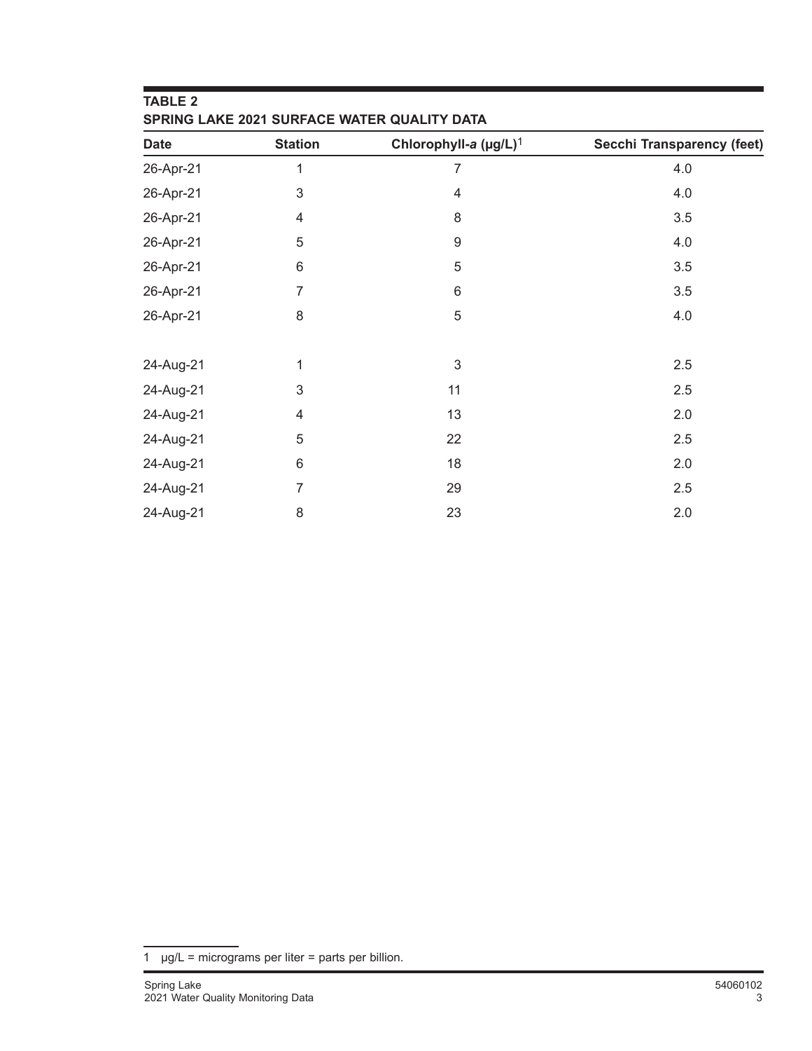**TABLE 2**
**SPRING LAKE 2021 SURFACE WATER QUALITY DATA**

| Date | Station | Chlorophyll-*a* (μg/L)[1] | Secchi Transparency (feet) |
|---|---|---|---|
| 26-Apr-21 | 1 | 7 | 4.0 |
| 26-Apr-21 | 3 | 4 | 4.0 |
| 26-Apr-21 | 4 | 8 | 3.5 |
| 26-Apr-21 | 5 | 9 | 4.0 |
| 26-Apr-21 | 6 | 5 | 3.5 |
| 26-Apr-21 | 7 | 6 | 3.5 |
| 26-Apr-21 | 8 | 5 | 4.0 |
| | | | |
| 24-Aug-21 | 1 | 3 | 2.5 |
| 24-Aug-21 | 3 | 11 | 2.5 |
| 24-Aug-21 | 4 | 13 | 2.0 |
| 24-Aug-21 | 5 | 22 | 2.5 |
| 24-Aug-21 | 6 | 18 | 2.0 |
| 24-Aug-21 | 7 | 29 | 2.5 |
| 24-Aug-21 | 8 | 23 | 2.0 |

1 μg/L = micrograms per liter = parts per billion.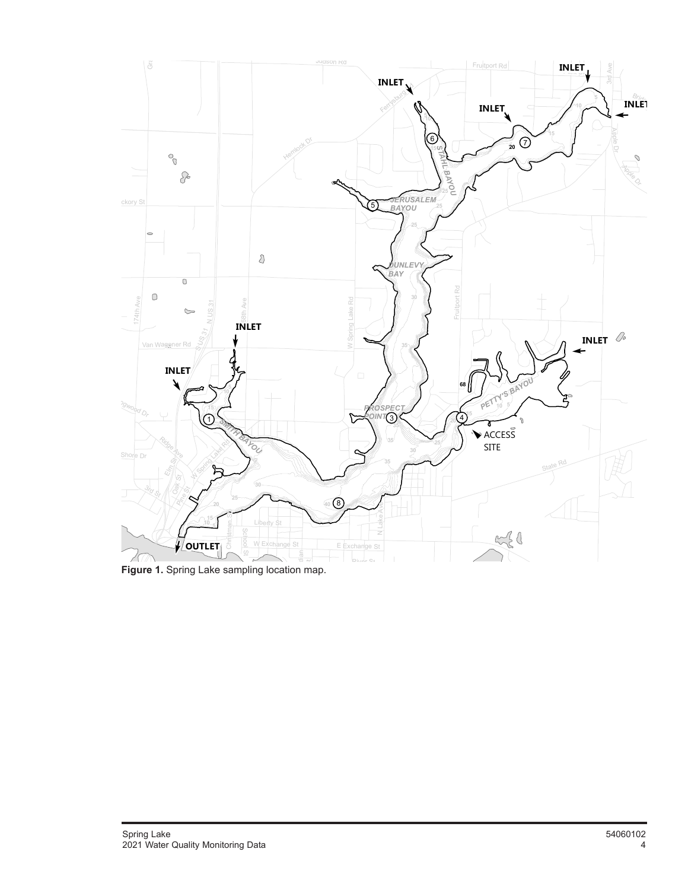**Figure 1.** Spring Lake sampling location map.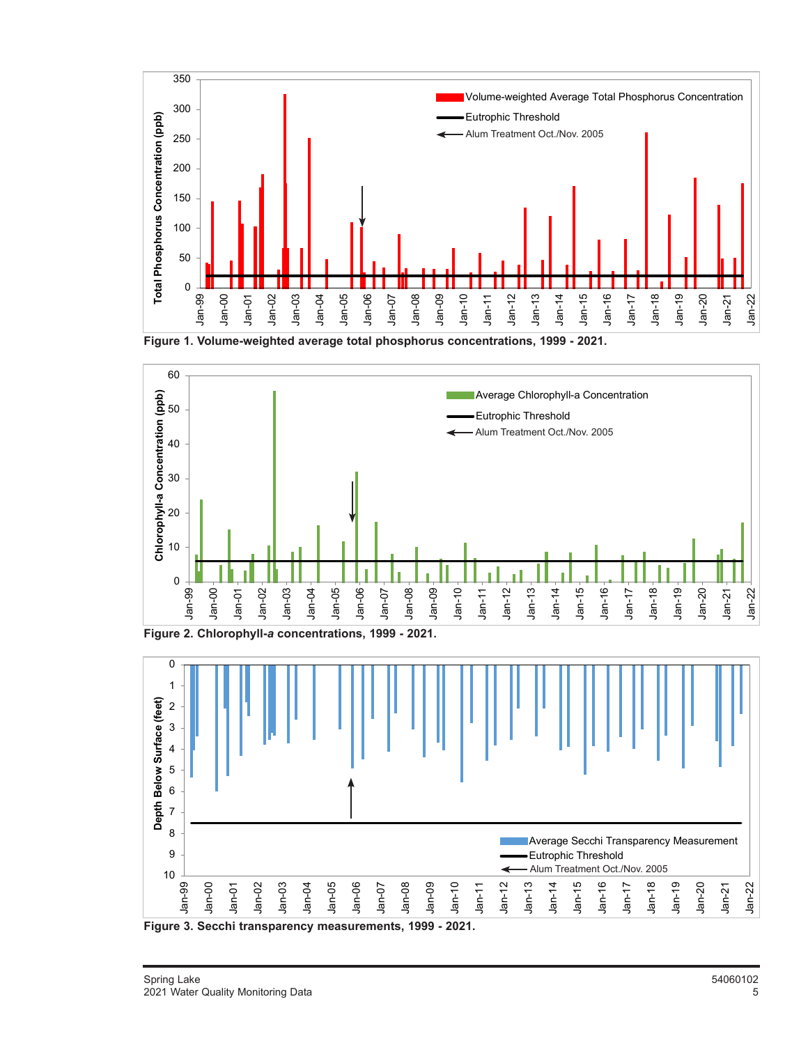Total Phosphorus Concentration (ppb)

350
300
250
200
150
100
50
0

Volume-weighted Average Total Phosphorus Concentration
Eutrophic Threshold
Alum Treatment Oct./Nov. 2005

Jan-99 Jan-00 Jan-01 Jan-02 Jan-03 Jan-04 Jan-05 Jan-06 Jan-07 Jan-08 Jan-09 Jan-10 Jan-11 Jan-12 Jan-13 Jan-14 Jan-15 Jan-16 Jan-17 Jan-18 Jan-19 Jan-20 Jan-21 Jan-22

**Figure 1. Volume-weighted average total phosphorus concentrations, 1999 - 2021.**

Chlorophyll-a Concentration (ppb)

60
50
40
30
20
10
0

Average Chlorophyll-a Concentration
Eutrophic Threshold
Alum Treatment Oct./Nov. 2005

Jan-99 Jan-00 Jan-01 Jan-02 Jan-03 Jan-04 Jan-05 Jan-06 Jan-07 Jan-08 Jan-09 Jan-10 Jan-11 Jan-12 Jan-13 Jan-14 Jan-15 Jan-16 Jan-17 Jan-18 Jan-19 Jan-20 Jan-21 Jan-22

**Figure 2. Chlorophyll-*a* concentrations, 1999 - 2021.**

Depth Below Surface (feet)

0
1
2
3
4
5
6
7
8
9
10

Average Secchi Transparency Measurement
Eutrophic Threshold
Alum Treatment Oct./Nov. 2005

Jan-99 Jan-00 Jan-01 Jan-02 Jan-03 Jan-04 Jan-05 Jan-06 Jan-07 Jan-08 Jan-09 Jan-10 Jan-11 Jan-12 Jan-13 Jan-14 Jan-15 Jan-16 Jan-17 Jan-18 Jan-19 Jan-20 Jan-21 Jan-22

**Figure 3. Secchi transparency measurements, 1999 - 2021.**